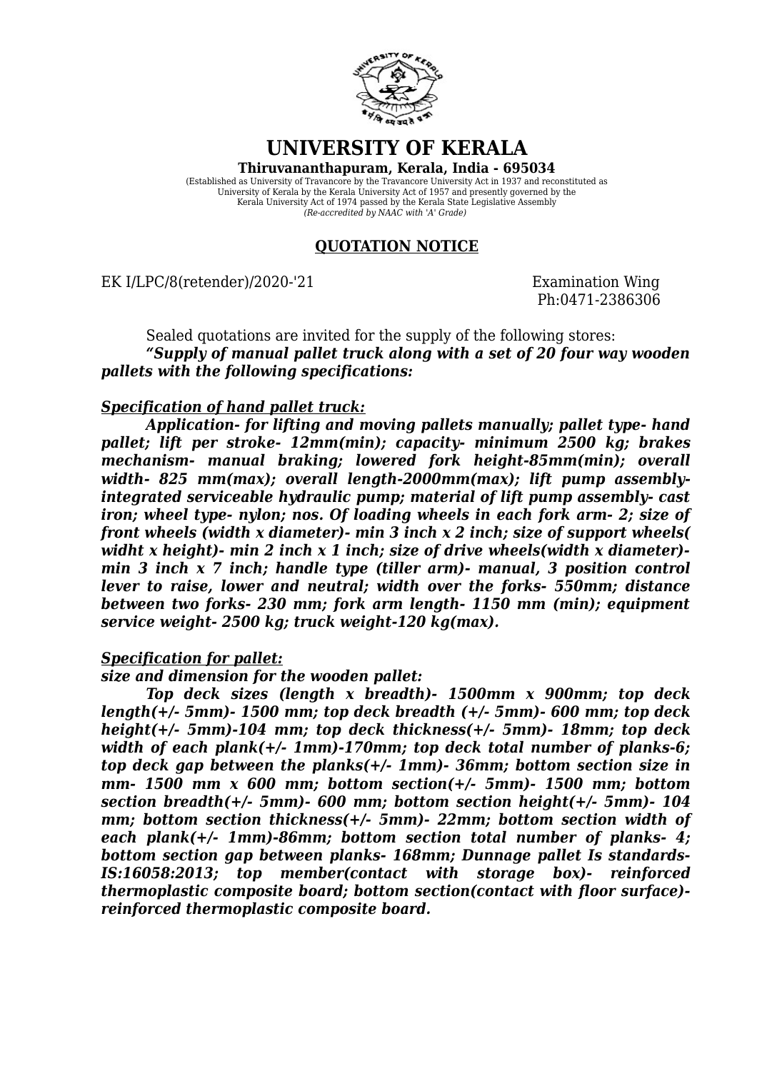# UNIVERSITY OF KERALA

**Thiruvananthapuram, Kerala, India - 695034**

(Established as University of Travancore by the Travancore University Act in 1937 and reconstituted as University of Kerala by the Kerala University Act of 1957 and presently governed by the Kerala University Act of 1974 passed by the Kerala State Legislative Assembly
*(Re-accredited by NAAC with 'A' Grade)*

## QUOTATION NOTICE

EK I/LPC/8(retender)/2020-'21 Examination Wing
Ph:0471-2386306

Sealed quotations are invited for the supply of the following stores:

***"Supply of manual pallet truck along with a set of 20 four way wooden pallets with the following specifications:***

***Specification of hand pallet truck:***

***Application- for lifting and moving pallets manually; pallet type- hand pallet; lift per stroke- 12mm(min); capacity- minimum 2500 kg; brakes mechanism- manual braking; lowered fork height-85mm(min); overall width- 825 mm(max); overall length-2000mm(max); lift pump assembly- integrated serviceable hydraulic pump; material of lift pump assembly- cast iron; wheel type- nylon; nos. Of loading wheels in each fork arm- 2; size of front wheels (width x diameter)- min 3 inch x 2 inch; size of support wheels( widht x height)- min 2 inch x 1 inch; size of drive wheels(width x diameter)- min 3 inch x 7 inch; handle type (tiller arm)- manual, 3 position control lever to raise, lower and neutral; width over the forks- 550mm; distance between two forks- 230 mm; fork arm length- 1150 mm (min); equipment service weight- 2500 kg; truck weight-120 kg(max).***

***Specification for pallet:***

***size and dimension for the wooden pallet:***

***Top deck sizes (length x breadth)- 1500mm x 900mm; top deck length(+/- 5mm)- 1500 mm; top deck breadth (+/- 5mm)- 600 mm; top deck height(+/- 5mm)-104 mm; top deck thickness(+/- 5mm)- 18mm; top deck width of each plank(+/- 1mm)-170mm; top deck total number of planks-6; top deck gap between the planks(+/- 1mm)- 36mm; bottom section size in mm- 1500 mm x 600 mm; bottom section(+/- 5mm)- 1500 mm; bottom section breadth(+/- 5mm)- 600 mm; bottom section height(+/- 5mm)- 104 mm; bottom section thickness(+/- 5mm)- 22mm; bottom section width of each plank(+/- 1mm)-86mm; bottom section total number of planks- 4; bottom section gap between planks- 168mm; Dunnage pallet Is standards- IS:16058:2013; top member(contact with storage box)- reinforced thermoplastic composite board; bottom section(contact with floor surface)- reinforced thermoplastic composite board.***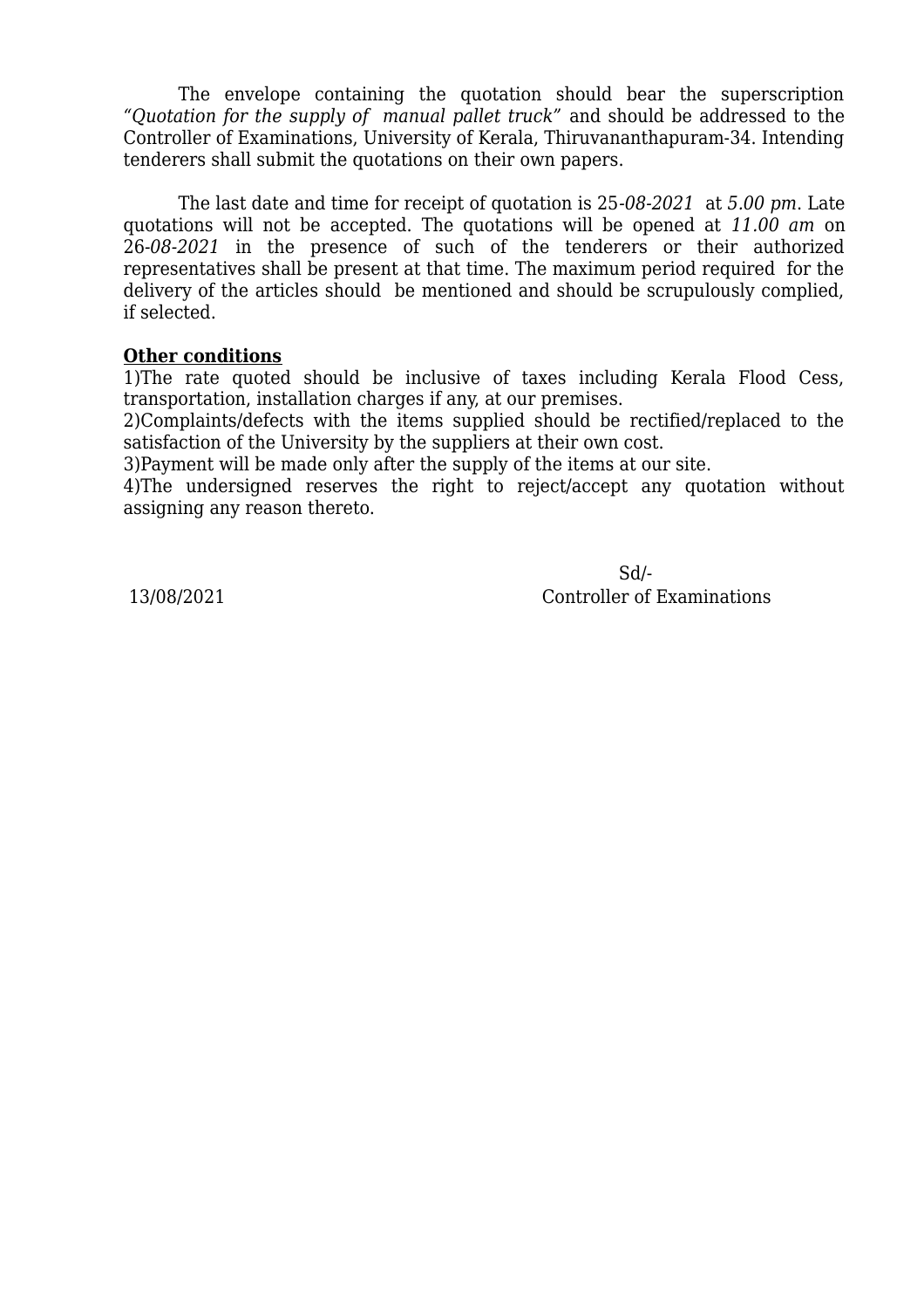The envelope containing the quotation should bear the superscription *"Quotation for the supply of manual pallet truck"* and should be addressed to the Controller of Examinations, University of Kerala, Thiruvananthapuram-34. Intending tenderers shall submit the quotations on their own papers.

The last date and time for receipt of quotation is 25*-08-2021* at *5.00 pm*. Late quotations will not be accepted. The quotations will be opened at *11.00 am* on 26*-08-2021* in the presence of such of the tenderers or their authorized representatives shall be present at that time. The maximum period required for the delivery of the articles should be mentioned and should be scrupulously complied, if selected.

**Other conditions**

1)The rate quoted should be inclusive of taxes including Kerala Flood Cess, transportation, installation charges if any, at our premises.
2)Complaints/defects with the items supplied should be rectified/replaced to the satisfaction of the University by the suppliers at their own cost.
3)Payment will be made only after the supply of the items at our site.
4)The undersigned reserves the right to reject/accept any quotation without assigning any reason thereto.

Sd/-

13/08/2021 Controller of Examinations